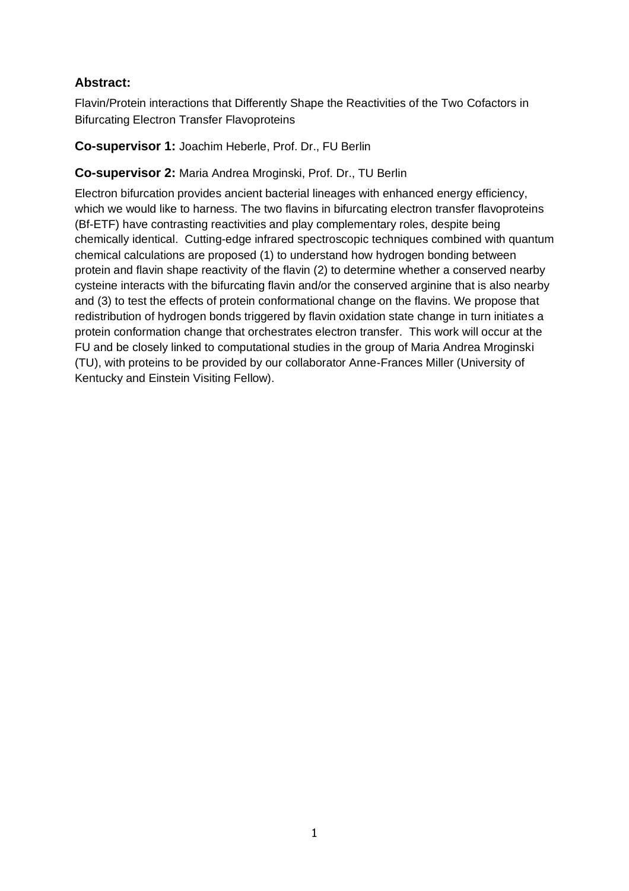**Abstract:**

Flavin/Protein interactions that Differently Shape the Reactivities of the Two Cofactors in Bifurcating Electron Transfer Flavoproteins

**Co-supervisor 1:** Joachim Heberle, Prof. Dr., FU Berlin

**Co-supervisor 2:** Maria Andrea Mroginski, Prof. Dr., TU Berlin

Electron bifurcation provides ancient bacterial lineages with enhanced energy efficiency, which we would like to harness. The two flavins in bifurcating electron transfer flavoproteins (Bf-ETF) have contrasting reactivities and play complementary roles, despite being chemically identical. Cutting-edge infrared spectroscopic techniques combined with quantum chemical calculations are proposed (1) to understand how hydrogen bonding between protein and flavin shape reactivity of the flavin (2) to determine whether a conserved nearby cysteine interacts with the bifurcating flavin and/or the conserved arginine that is also nearby and (3) to test the effects of protein conformational change on the flavins. We propose that redistribution of hydrogen bonds triggered by flavin oxidation state change in turn initiates a protein conformation change that orchestrates electron transfer. This work will occur at the FU and be closely linked to computational studies in the group of Maria Andrea Mroginski (TU), with proteins to be provided by our collaborator Anne-Frances Miller (University of Kentucky and Einstein Visiting Fellow).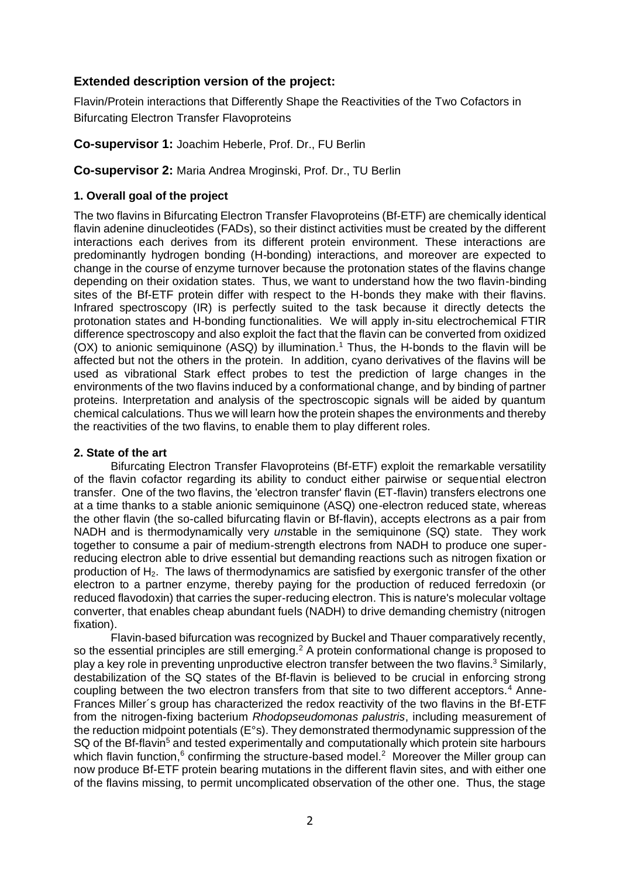## Extended description version of the project:

Flavin/Protein interactions that Differently Shape the Reactivities of the Two Cofactors in Bifurcating Electron Transfer Flavoproteins

**Co-supervisor 1:** Joachim Heberle, Prof. Dr., FU Berlin

**Co-supervisor 2:** Maria Andrea Mroginski, Prof. Dr., TU Berlin

### 1. Overall goal of the project

The two flavins in Bifurcating Electron Transfer Flavoproteins (Bf-ETF) are chemically identical flavin adenine dinucleotides (FADs), so their distinct activities must be created by the different interactions each derives from its different protein environment. These interactions are predominantly hydrogen bonding (H-bonding) interactions, and moreover are expected to change in the course of enzyme turnover because the protonation states of the flavins change depending on their oxidation states. Thus, we want to understand how the two flavin-binding sites of the Bf-ETF protein differ with respect to the H-bonds they make with their flavins. Infrared spectroscopy (IR) is perfectly suited to the task because it directly detects the protonation states and H-bonding functionalities. We will apply in-situ electrochemical FTIR difference spectroscopy and also exploit the fact that the flavin can be converted from oxidized (OX) to anionic semiquinone (ASQ) by illumination.[1] Thus, the H-bonds to the flavin will be affected but not the others in the protein. In addition, cyano derivatives of the flavins will be used as vibrational Stark effect probes to test the prediction of large changes in the environments of the two flavins induced by a conformational change, and by binding of partner proteins. Interpretation and analysis of the spectroscopic signals will be aided by quantum chemical calculations. Thus we will learn how the protein shapes the environments and thereby the reactivities of the two flavins, to enable them to play different roles.

### 2. State of the art

Bifurcating Electron Transfer Flavoproteins (Bf-ETF) exploit the remarkable versatility of the flavin cofactor regarding its ability to conduct either pairwise or sequential electron transfer. One of the two flavins, the 'electron transfer' flavin (ET-flavin) transfers electrons one at a time thanks to a stable anionic semiquinone (ASQ) one-electron reduced state, whereas the other flavin (the so-called bifurcating flavin or Bf-flavin), accepts electrons as a pair from NADH and is thermodynamically very *un*stable in the semiquinone (SQ) state. They work together to consume a pair of medium-strength electrons from NADH to produce one super-reducing electron able to drive essential but demanding reactions such as nitrogen fixation or production of $H_2$. The laws of thermodynamics are satisfied by exergonic transfer of the other electron to a partner enzyme, thereby paying for the production of reduced ferredoxin (or reduced flavodoxin) that carries the super-reducing electron. This is nature's molecular voltage converter, that enables cheap abundant fuels (NADH) to drive demanding chemistry (nitrogen fixation).

Flavin-based bifurcation was recognized by Buckel and Thauer comparatively recently, so the essential principles are still emerging.[2] A protein conformational change is proposed to play a key role in preventing unproductive electron transfer between the two flavins.[3] Similarly, destabilization of the SQ states of the Bf-flavin is believed to be crucial in enforcing strong coupling between the two electron transfers from that site to two different acceptors.[4] Anne-Frances Miller´s group has characterized the redox reactivity of the two flavins in the Bf-ETF from the nitrogen-fixing bacterium *Rhodopseudomonas palustris*, including measurement of the reduction midpoint potentials (E°s). They demonstrated thermodynamic suppression of the SQ of the Bf-flavin[5] and tested experimentally and computationally which protein site harbours which flavin function,[6] confirming the structure-based model.[2] Moreover the Miller group can now produce Bf-ETF protein bearing mutations in the different flavin sites, and with either one of the flavins missing, to permit uncomplicated observation of the other one. Thus, the stage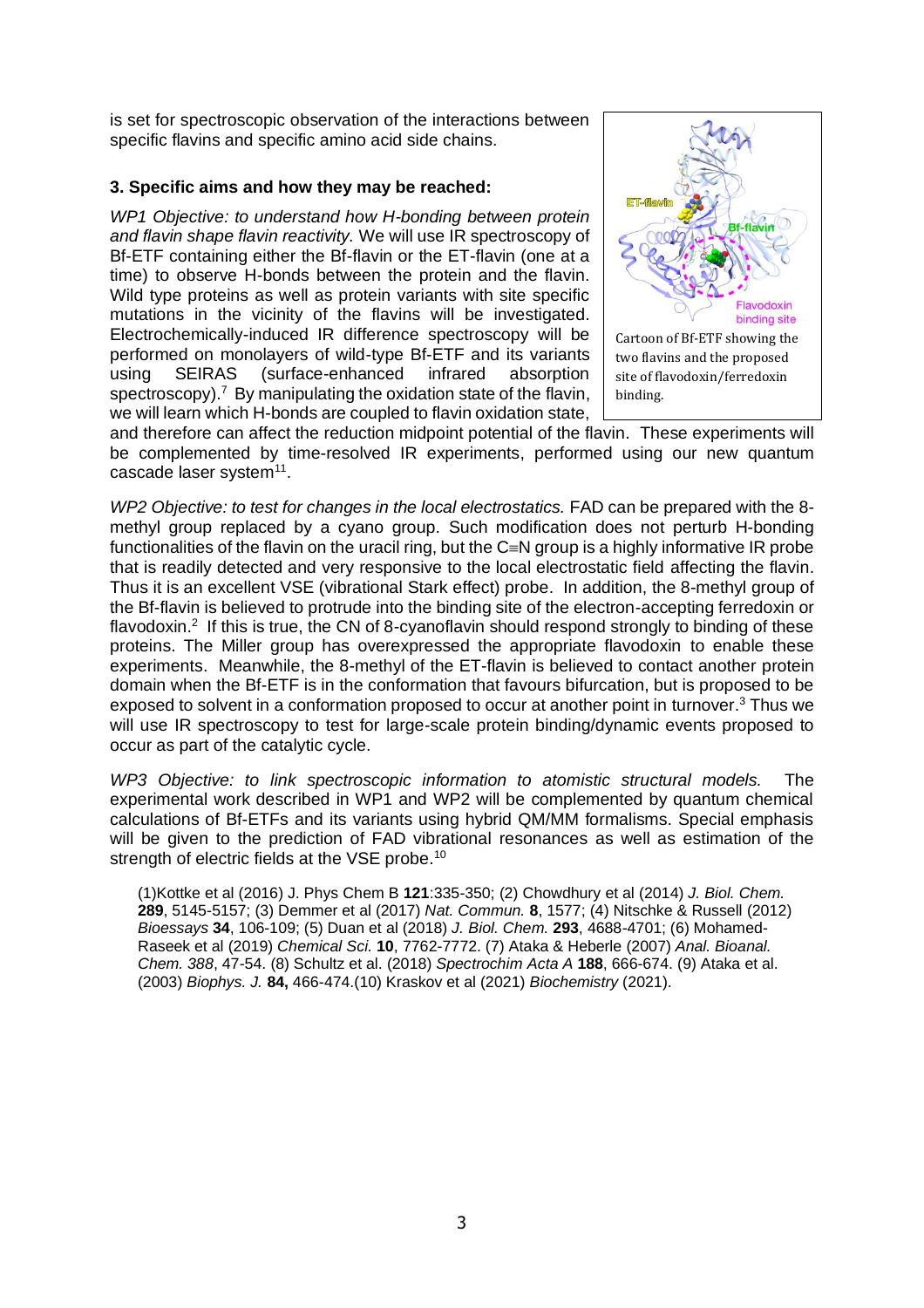is set for spectroscopic observation of the interactions between specific flavins and specific amino acid side chains.

### 3. Specific aims and how they may be reached:

*WP1 Objective: to understand how H-bonding between protein and flavin shape flavin reactivity.* We will use IR spectroscopy of Bf-ETF containing either the Bf-flavin or the ET-flavin (one at a time) to observe H-bonds between the protein and the flavin. Wild type proteins as well as protein variants with site specific mutations in the vicinity of the flavins will be investigated. Electrochemically-induced IR difference spectroscopy will be performed on monolayers of wild-type Bf-ETF and its variants using SEIRAS (surface-enhanced infrared absorption spectroscopy).[7] By manipulating the oxidation state of the flavin, we will learn which H-bonds are coupled to flavin oxidation state, and therefore can affect the reduction midpoint potential of the flavin. These experiments will be complemented by time-resolved IR experiments, performed using our new quantum cascade laser system[11].

ET-flavin

Bf-flavin

Flavodoxin binding site

Cartoon of Bf-ETF showing the two flavins and the proposed site of flavodoxin/ferredoxin binding.

*WP2 Objective: to test for changes in the local electrostatics.* FAD can be prepared with the 8-methyl group replaced by a cyano group. Such modification does not perturb H-bonding functionalities of the flavin on the uracil ring, but the C≡N group is a highly informative IR probe that is readily detected and very responsive to the local electrostatic field affecting the flavin. Thus it is an excellent VSE (vibrational Stark effect) probe. In addition, the 8-methyl group of the Bf-flavin is believed to protrude into the binding site of the electron-accepting ferredoxin or flavodoxin.[2] If this is true, the CN of 8-cyanoflavin should respond strongly to binding of these proteins. The Miller group has overexpressed the appropriate flavodoxin to enable these experiments. Meanwhile, the 8-methyl of the ET-flavin is believed to contact another protein domain when the Bf-ETF is in the conformation that favours bifurcation, but is proposed to be exposed to solvent in a conformation proposed to occur at another point in turnover.[3] Thus we will use IR spectroscopy to test for large-scale protein binding/dynamic events proposed to occur as part of the catalytic cycle.

*WP3 Objective: to link spectroscopic information to atomistic structural models.* The experimental work described in WP1 and WP2 will be complemented by quantum chemical calculations of Bf-ETFs and its variants using hybrid QM/MM formalisms. Special emphasis will be given to the prediction of FAD vibrational resonances as well as estimation of the strength of electric fields at the VSE probe.[10]

(1)Kottke et al (2016) J. Phys Chem B **121**:335-350; (2) Chowdhury et al (2014) *J. Biol. Chem.* **289**, 5145-5157; (3) Demmer et al (2017) *Nat. Commun.* **8**, 1577; (4) Nitschke & Russell (2012) *Bioessays* **34**, 106-109; (5) Duan et al (2018) *J. Biol. Chem.* **293**, 4688-4701; (6) Mohamed-Raseek et al (2019) *Chemical Sci.* **10**, 7762-7772. (7) Ataka & Heberle (2007) *Anal. Bioanal. Chem. 388*, 47-54. (8) Schultz et al. (2018) *Spectrochim Acta A* **188**, 666-674. (9) Ataka et al. (2003) *Biophys. J.* **84,** 466-474.(10) Kraskov et al (2021) *Biochemistry* (2021).